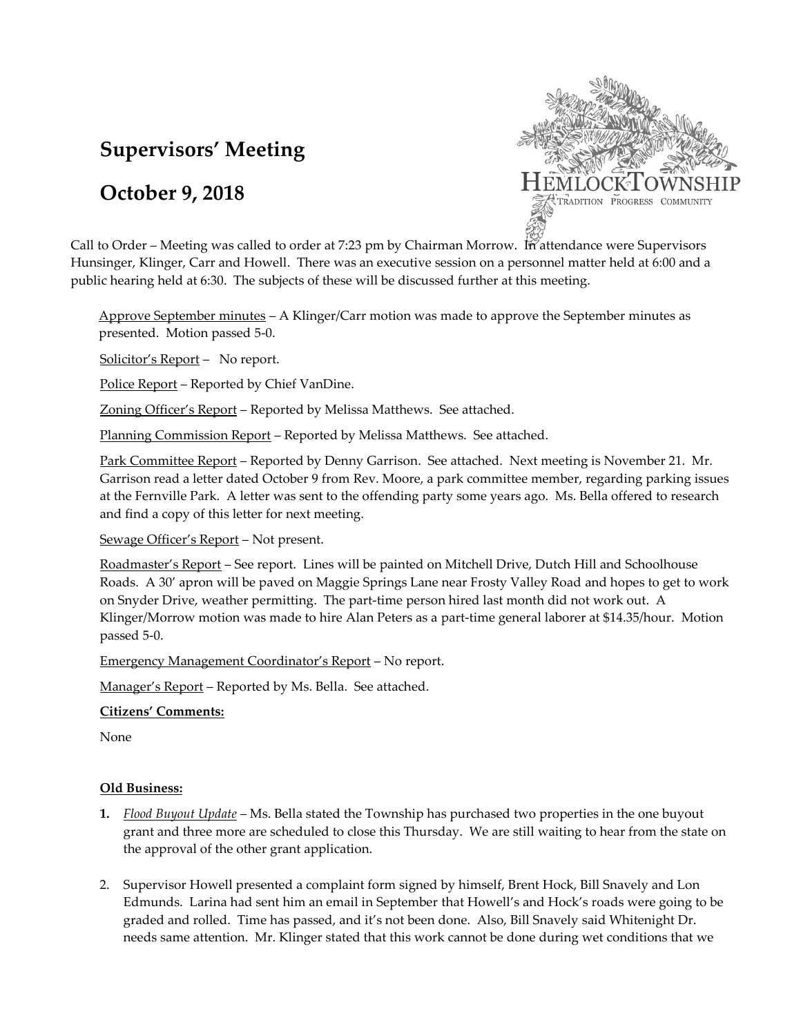# Supervisors' Meeting

# October 9, 2018

Call to Order – Meeting was called to order at 7:23 pm by Chairman Morrow. In attendance were Supervisors Hunsinger, Klinger, Carr and Howell. There was an executive session on a personnel matter held at 6:00 and a public hearing held at 6:30. The subjects of these will be discussed further at this meeting.

Approve September minutes – A Klinger/Carr motion was made to approve the September minutes as presented. Motion passed 5-0.

Solicitor's Report – No report.

Police Report – Reported by Chief VanDine.

Zoning Officer's Report – Reported by Melissa Matthews. See attached.

Planning Commission Report – Reported by Melissa Matthews. See attached.

Park Committee Report – Reported by Denny Garrison. See attached. Next meeting is November 21. Mr. Garrison read a letter dated October 9 from Rev. Moore, a park committee member, regarding parking issues at the Fernville Park. A letter was sent to the offending party some years ago. Ms. Bella offered to research and find a copy of this letter for next meeting.

Sewage Officer's Report – Not present.

Roadmaster's Report – See report. Lines will be painted on Mitchell Drive, Dutch Hill and Schoolhouse Roads. A 30' apron will be paved on Maggie Springs Lane near Frosty Valley Road and hopes to get to work on Snyder Drive, weather permitting. The part-time person hired last month did not work out. A Klinger/Morrow motion was made to hire Alan Peters as a part-time general laborer at $14.35/hour. Motion passed 5-0.

Emergency Management Coordinator's Report – No report.

Manager's Report – Reported by Ms. Bella. See attached.

**Citizens' Comments:**

None

**Old Business:**

1. *Flood Buyout Update* – Ms. Bella stated the Township has purchased two properties in the one buyout grant and three more are scheduled to close this Thursday. We are still waiting to hear from the state on the approval of the other grant application.

2. Supervisor Howell presented a complaint form signed by himself, Brent Hock, Bill Snavely and Lon Edmunds. Larina had sent him an email in September that Howell's and Hock's roads were going to be graded and rolled. Time has passed, and it's not been done. Also, Bill Snavely said Whitenight Dr. needs same attention. Mr. Klinger stated that this work cannot be done during wet conditions that we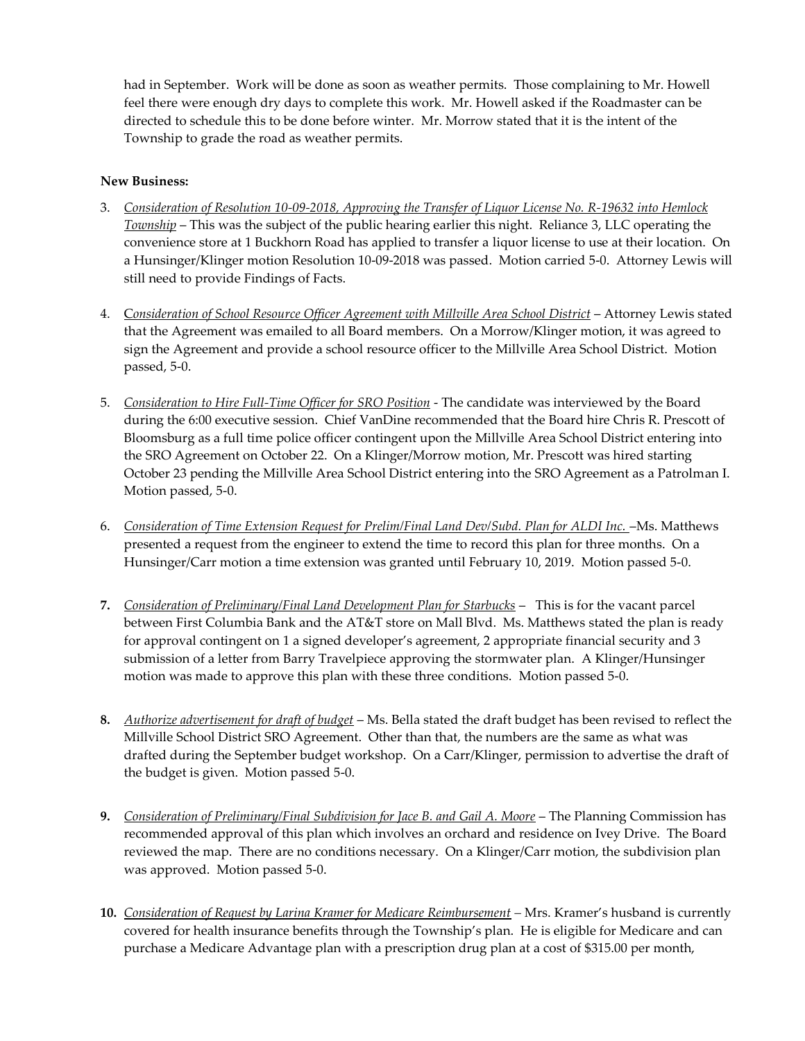had in September. Work will be done as soon as weather permits. Those complaining to Mr. Howell feel there were enough dry days to complete this work. Mr. Howell asked if the Roadmaster can be directed to schedule this to be done before winter. Mr. Morrow stated that it is the intent of the Township to grade the road as weather permits.

**New Business:**

3. *Consideration of Resolution 10-09-2018, Approving the Transfer of Liquor License No. R-19632 into Hemlock Township* – This was the subject of the public hearing earlier this night. Reliance 3, LLC operating the convenience store at 1 Buckhorn Road has applied to transfer a liquor license to use at their location. On a Hunsinger/Klinger motion Resolution 10-09-2018 was passed. Motion carried 5-0. Attorney Lewis will still need to provide Findings of Facts.

4. *Consideration of School Resource Officer Agreement with Millville Area School District* – Attorney Lewis stated that the Agreement was emailed to all Board members. On a Morrow/Klinger motion, it was agreed to sign the Agreement and provide a school resource officer to the Millville Area School District. Motion passed, 5-0.

5. *Consideration to Hire Full-Time Officer for SRO Position* - The candidate was interviewed by the Board during the 6:00 executive session. Chief VanDine recommended that the Board hire Chris R. Prescott of Bloomsburg as a full time police officer contingent upon the Millville Area School District entering into the SRO Agreement on October 22. On a Klinger/Morrow motion, Mr. Prescott was hired starting October 23 pending the Millville Area School District entering into the SRO Agreement as a Patrolman I. Motion passed, 5-0.

6. *Consideration of Time Extension Request for Prelim/Final Land Dev/Subd. Plan for ALDI Inc.* –Ms. Matthews presented a request from the engineer to extend the time to record this plan for three months. On a Hunsinger/Carr motion a time extension was granted until February 10, 2019. Motion passed 5-0.

7. *Consideration of Preliminary/Final Land Development Plan for Starbucks* – This is for the vacant parcel between First Columbia Bank and the AT&T store on Mall Blvd. Ms. Matthews stated the plan is ready for approval contingent on 1 a signed developer's agreement, 2 appropriate financial security and 3 submission of a letter from Barry Travelpiece approving the stormwater plan. A Klinger/Hunsinger motion was made to approve this plan with these three conditions. Motion passed 5-0.

8. *Authorize advertisement for draft of budget* – Ms. Bella stated the draft budget has been revised to reflect the Millville School District SRO Agreement. Other than that, the numbers are the same as what was drafted during the September budget workshop. On a Carr/Klinger, permission to advertise the draft of the budget is given. Motion passed 5-0.

9. *Consideration of Preliminary/Final Subdivision for Jace B. and Gail A. Moore* – The Planning Commission has recommended approval of this plan which involves an orchard and residence on Ivey Drive. The Board reviewed the map. There are no conditions necessary. On a Klinger/Carr motion, the subdivision plan was approved. Motion passed 5-0.

10. *Consideration of Request by Larina Kramer for Medicare Reimbursement* – Mrs. Kramer's husband is currently covered for health insurance benefits through the Township's plan. He is eligible for Medicare and can purchase a Medicare Advantage plan with a prescription drug plan at a cost of $315.00 per month,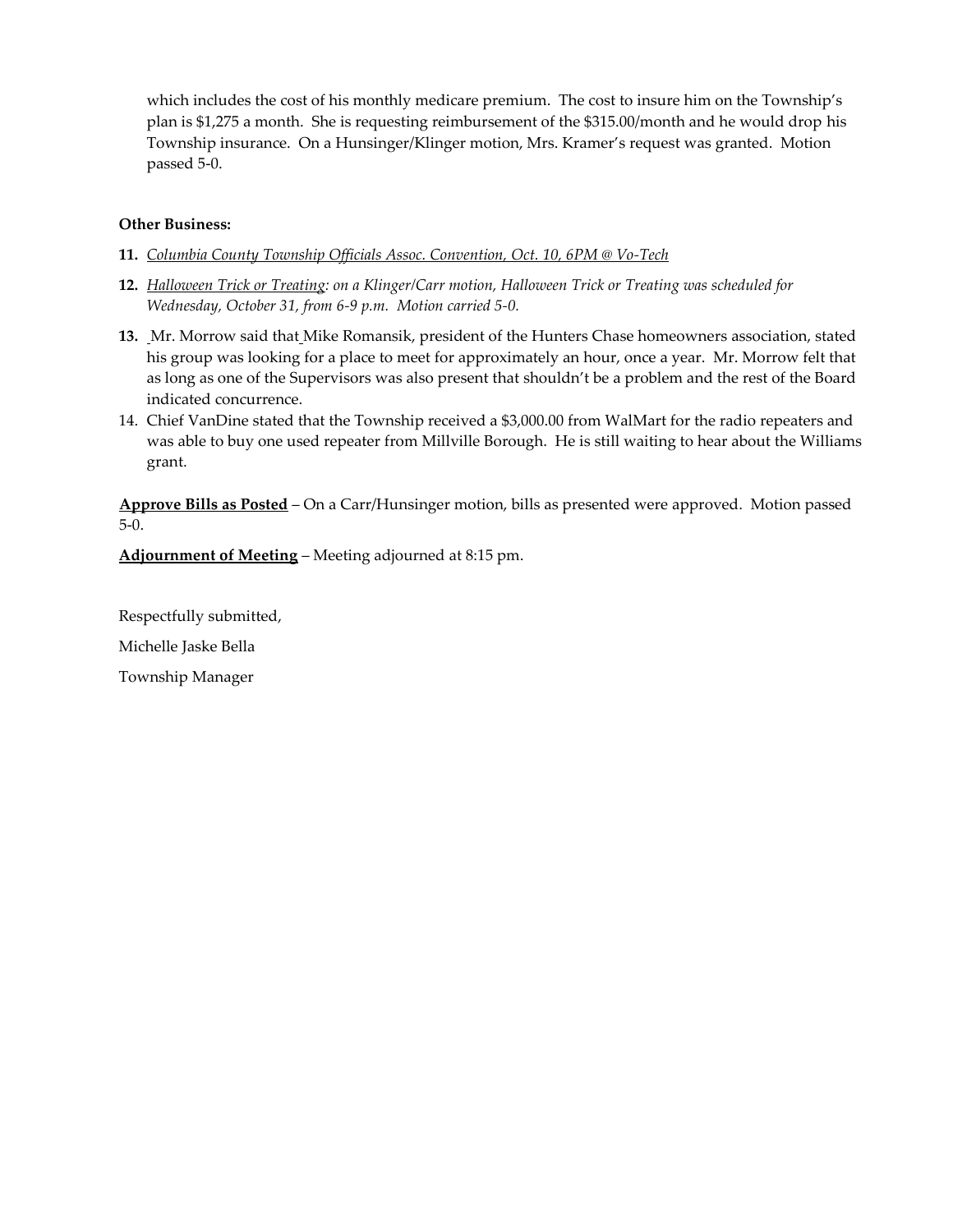which includes the cost of his monthly medicare premium. The cost to insure him on the Township's plan is $1,275 a month. She is requesting reimbursement of the $315.00/month and he would drop his Township insurance. On a Hunsinger/Klinger motion, Mrs. Kramer's request was granted. Motion passed 5-0.

**Other Business:**

**11.** *Columbia County Township Officials Assoc. Convention, Oct. 10, 6PM @ Vo-Tech*

**12.** *Halloween Trick or Treating: on a Klinger/Carr motion, Halloween Trick or Treating was scheduled for Wednesday, October 31, from 6-9 p.m. Motion carried 5-0.*

**13.** Mr. Morrow said that Mike Romansik, president of the Hunters Chase homeowners association, stated his group was looking for a place to meet for approximately an hour, once a year. Mr. Morrow felt that as long as one of the Supervisors was also present that shouldn't be a problem and the rest of the Board indicated concurrence.

14. Chief VanDine stated that the Township received a $3,000.00 from WalMart for the radio repeaters and was able to buy one used repeater from Millville Borough. He is still waiting to hear about the Williams grant.

**Approve Bills as Posted** – On a Carr/Hunsinger motion, bills as presented were approved. Motion passed 5-0.

**Adjournment of Meeting** – Meeting adjourned at 8:15 pm.

Respectfully submitted,

Michelle Jaske Bella

Township Manager